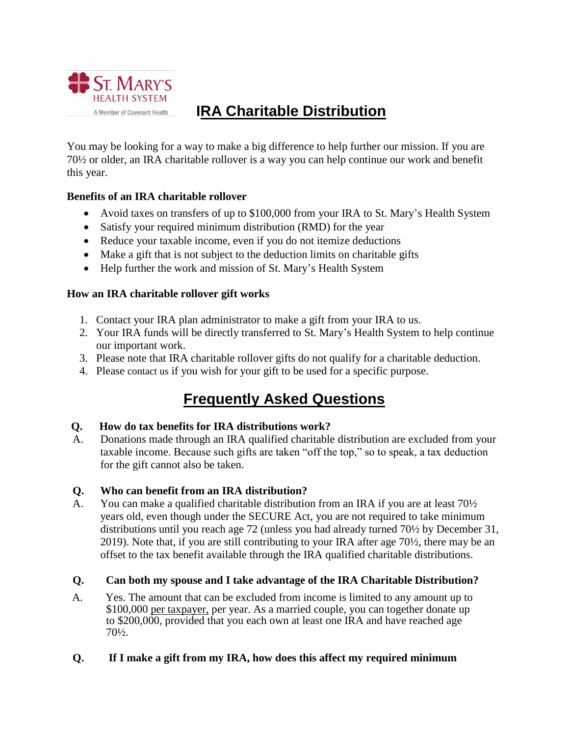ST. MARY'S HEALTH SYSTEM

A Member of Covenant Health

# IRA Charitable Distribution

You may be looking for a way to make a big difference to help further our mission. If you are 70½ or older, an IRA charitable rollover is a way you can help continue our work and benefit this year.

**Benefits of an IRA charitable rollover**

- Avoid taxes on transfers of up to $100,000 from your IRA to St. Mary's Health System
- Satisfy your required minimum distribution (RMD) for the year
- Reduce your taxable income, even if you do not itemize deductions
- Make a gift that is not subject to the deduction limits on charitable gifts
- Help further the work and mission of St. Mary's Health System

**How an IRA charitable rollover gift works**

1. Contact your IRA plan administrator to make a gift from your IRA to us.
2. Your IRA funds will be directly transferred to St. Mary's Health System to help continue our important work.
3. Please note that IRA charitable rollover gifts do not qualify for a charitable deduction.
4. Please contact us if you wish for your gift to be used for a specific purpose.

## Frequently Asked Questions

**Q. How do tax benefits for IRA distributions work?**

A. Donations made through an IRA qualified charitable distribution are excluded from your taxable income. Because such gifts are taken "off the top," so to speak, a tax deduction for the gift cannot also be taken.

**Q. Who can benefit from an IRA distribution?**

A. You can make a qualified charitable distribution from an IRA if you are at least 70½ years old, even though under the SECURE Act, you are not required to take minimum distributions until you reach age 72 (unless you had already turned 70½ by December 31, 2019). Note that, if you are still contributing to your IRA after age 70½, there may be an offset to the tax benefit available through the IRA qualified charitable distributions.

**Q. Can both my spouse and I take advantage of the IRA Charitable Distribution?**

A. Yes. The amount that can be excluded from income is limited to any amount up to $100,000 per taxpayer, per year. As a married couple, you can together donate up to $200,000, provided that you each own at least one IRA and have reached age 70½.

**Q. If I make a gift from my IRA, how does this affect my required minimum**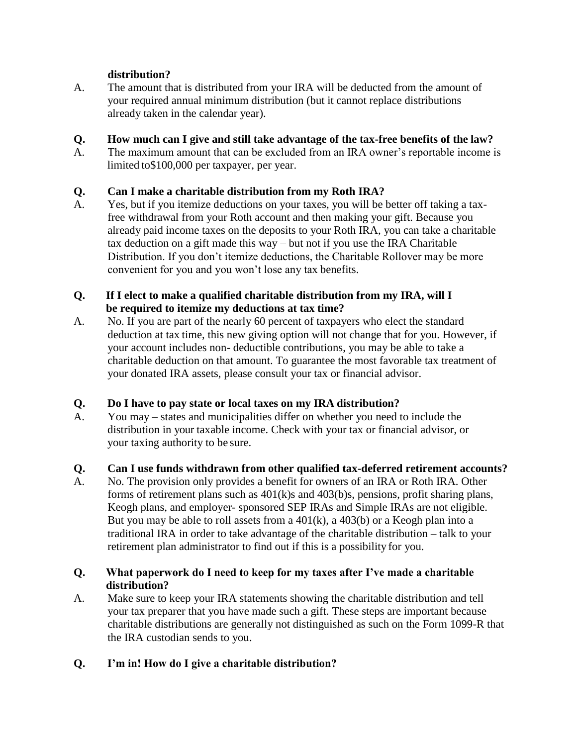**distribution?**

A. The amount that is distributed from your IRA will be deducted from the amount of your required annual minimum distribution (but it cannot replace distributions already taken in the calendar year).

**Q. How much can I give and still take advantage of the tax-free benefits of the law?**

A. The maximum amount that can be excluded from an IRA owner's reportable income is limited to$100,000 per taxpayer, per year.

**Q. Can I make a charitable distribution from my Roth IRA?**

A. Yes, but if you itemize deductions on your taxes, you will be better off taking a tax-free withdrawal from your Roth account and then making your gift. Because you already paid income taxes on the deposits to your Roth IRA, you can take a charitable tax deduction on a gift made this way – but not if you use the IRA Charitable Distribution. If you don't itemize deductions, the Charitable Rollover may be more convenient for you and you won't lose any tax benefits.

**Q. If I elect to make a qualified charitable distribution from my IRA, will I be required to itemize my deductions at tax time?**

A. No. If you are part of the nearly 60 percent of taxpayers who elect the standard deduction at tax time, this new giving option will not change that for you. However, if your account includes non- deductible contributions, you may be able to take a charitable deduction on that amount. To guarantee the most favorable tax treatment of your donated IRA assets, please consult your tax or financial advisor.

**Q. Do I have to pay state or local taxes on my IRA distribution?**

A. You may – states and municipalities differ on whether you need to include the distribution in your taxable income. Check with your tax or financial advisor, or your taxing authority to be sure.

**Q. Can I use funds withdrawn from other qualified tax-deferred retirement accounts?**

A. No. The provision only provides a benefit for owners of an IRA or Roth IRA. Other forms of retirement plans such as 401(k)s and 403(b)s, pensions, profit sharing plans, Keogh plans, and employer- sponsored SEP IRAs and Simple IRAs are not eligible. But you may be able to roll assets from a 401(k), a 403(b) or a Keogh plan into a traditional IRA in order to take advantage of the charitable distribution – talk to your retirement plan administrator to find out if this is a possibility for you.

**Q. What paperwork do I need to keep for my taxes after I've made a charitable distribution?**

A. Make sure to keep your IRA statements showing the charitable distribution and tell your tax preparer that you have made such a gift. These steps are important because charitable distributions are generally not distinguished as such on the Form 1099-R that the IRA custodian sends to you.

**Q. I'm in! How do I give a charitable distribution?**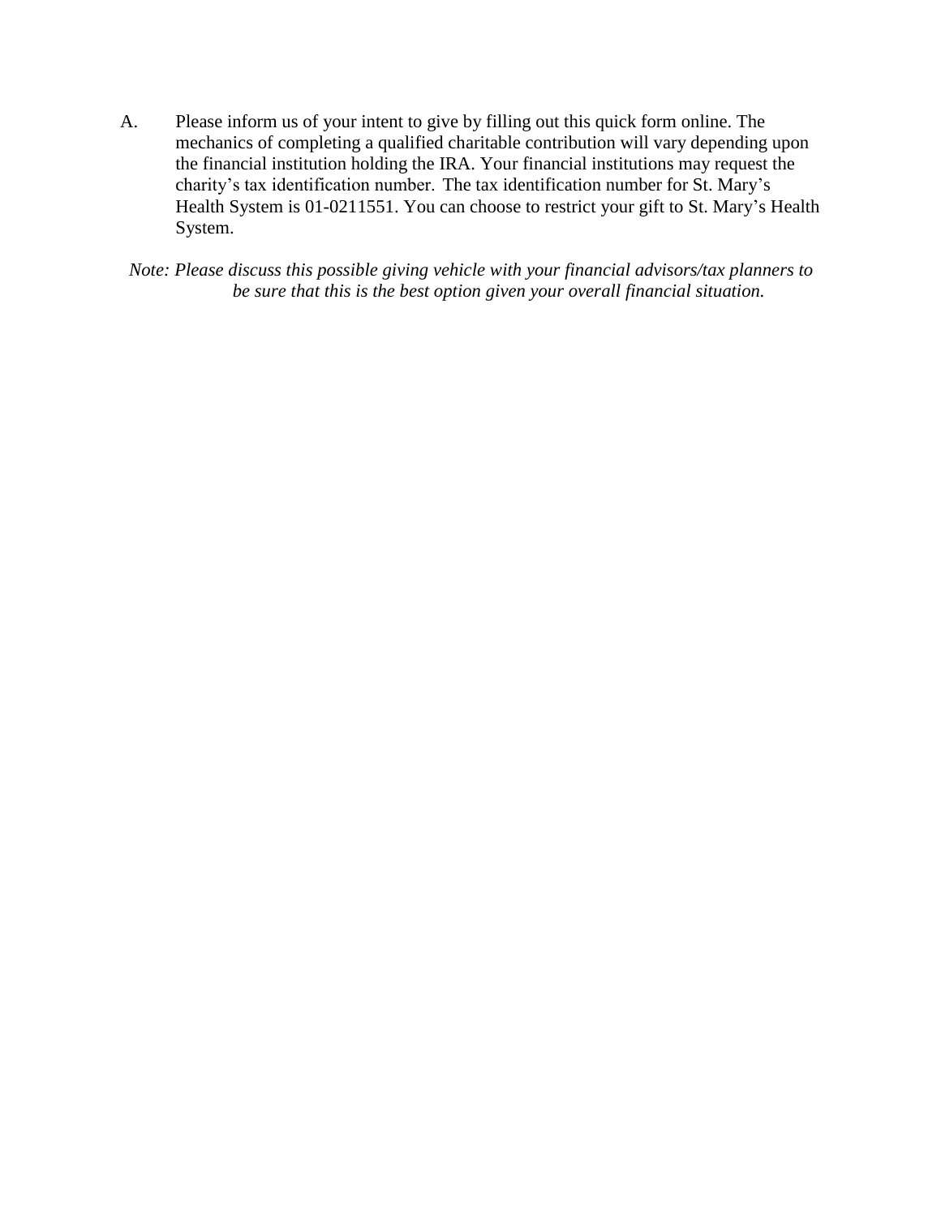A. Please inform us of your intent to give by filling out this quick form online. The mechanics of completing a qualified charitable contribution will vary depending upon the financial institution holding the IRA. Your financial institutions may request the charity's tax identification number. The tax identification number for St. Mary's Health System is 01-0211551. You can choose to restrict your gift to St. Mary's Health System.

*Note: Please discuss this possible giving vehicle with your financial advisors/tax planners to be sure that this is the best option given your overall financial situation.*